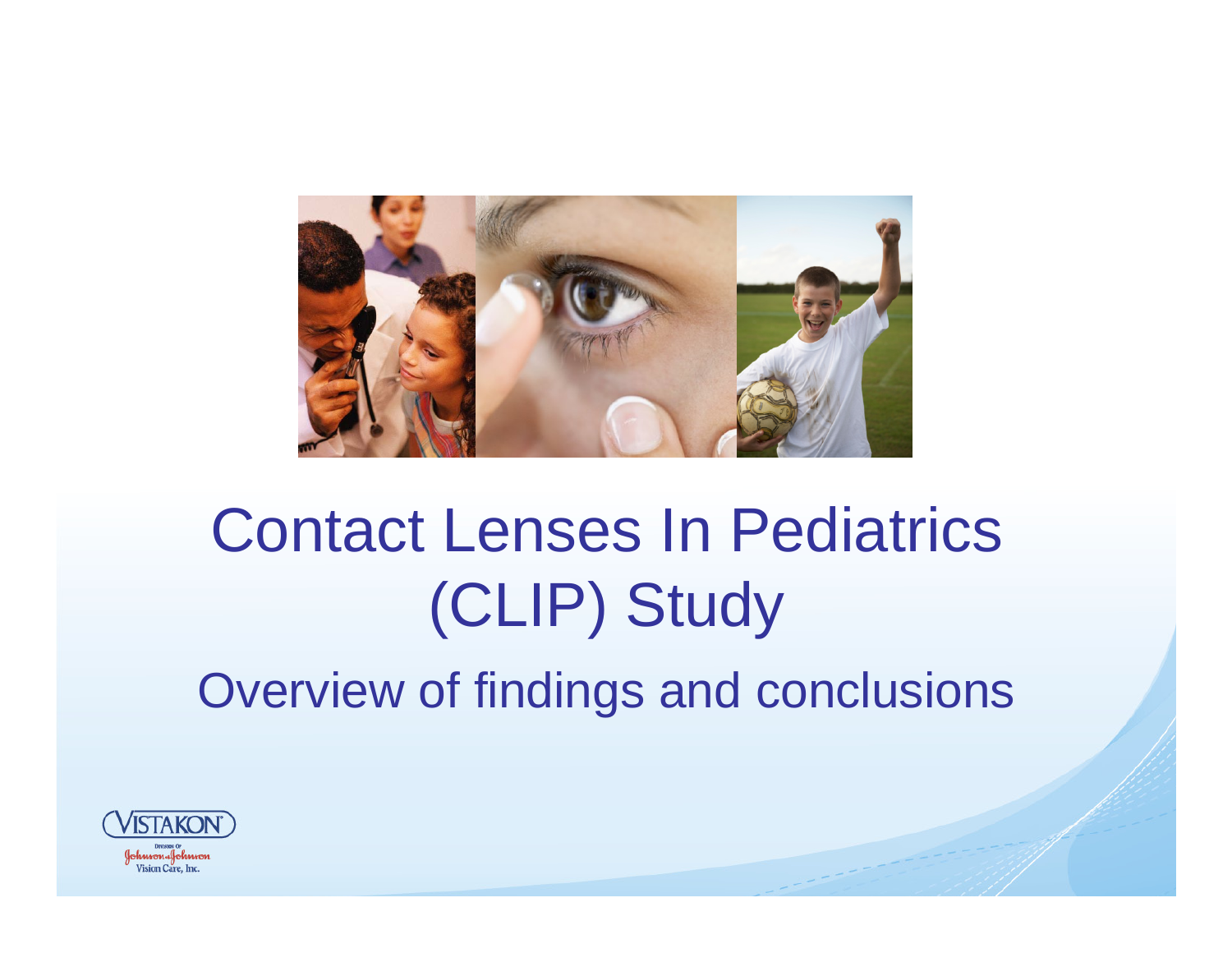# Contact Lenses In Pediatrics (CLIP) Study

## Overview of findings and conclusions

VISTAKON®

Division of Johnson & Johnson Vision Care, Inc.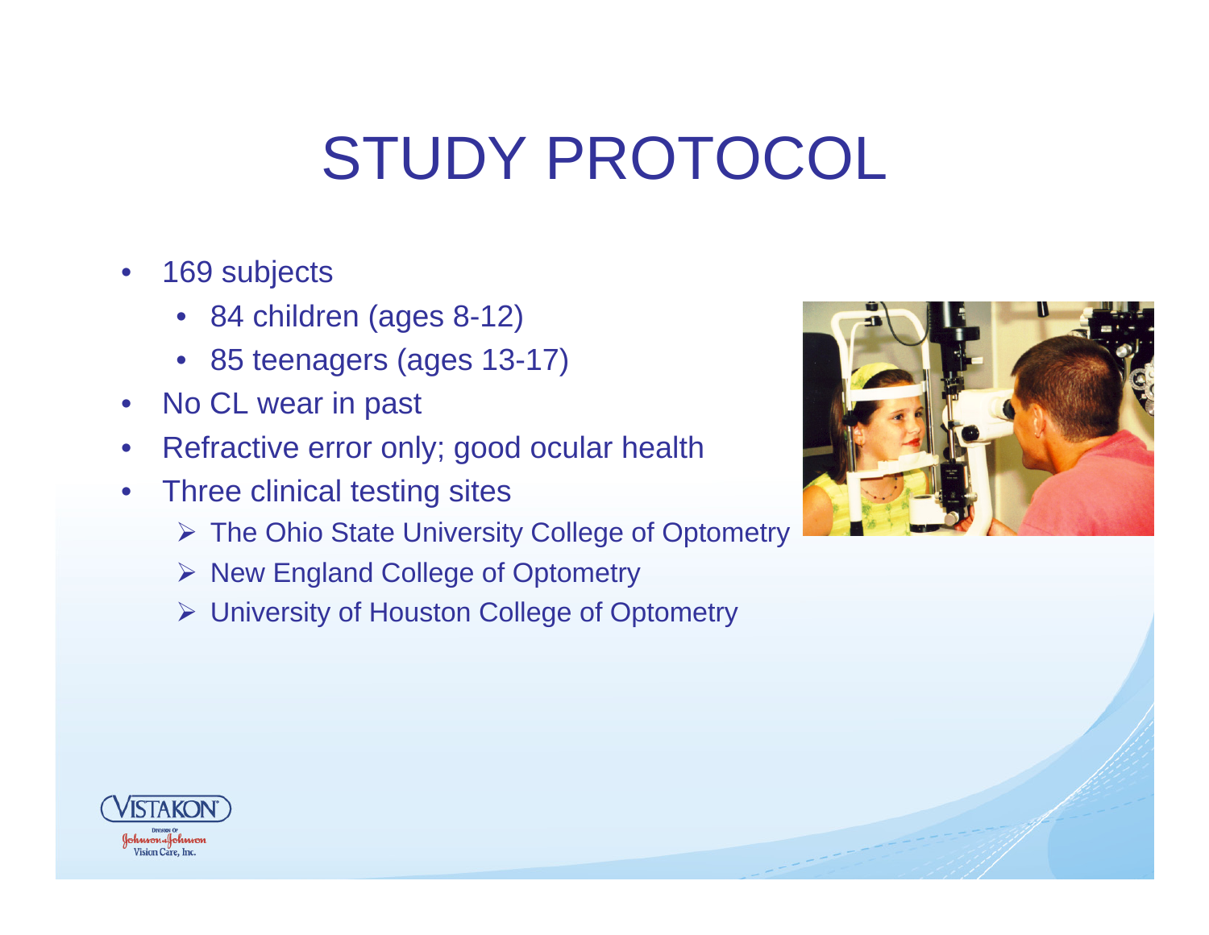# STUDY PROTOCOL

- 169 subjects
  - 84 children (ages 8-12)
  - 85 teenagers (ages 13-17)
- No CL wear in past
- Refractive error only; good ocular health
- Three clinical testing sites
  - The Ohio State University College of Optometry
  - New England College of Optometry
  - University of Houston College of Optometry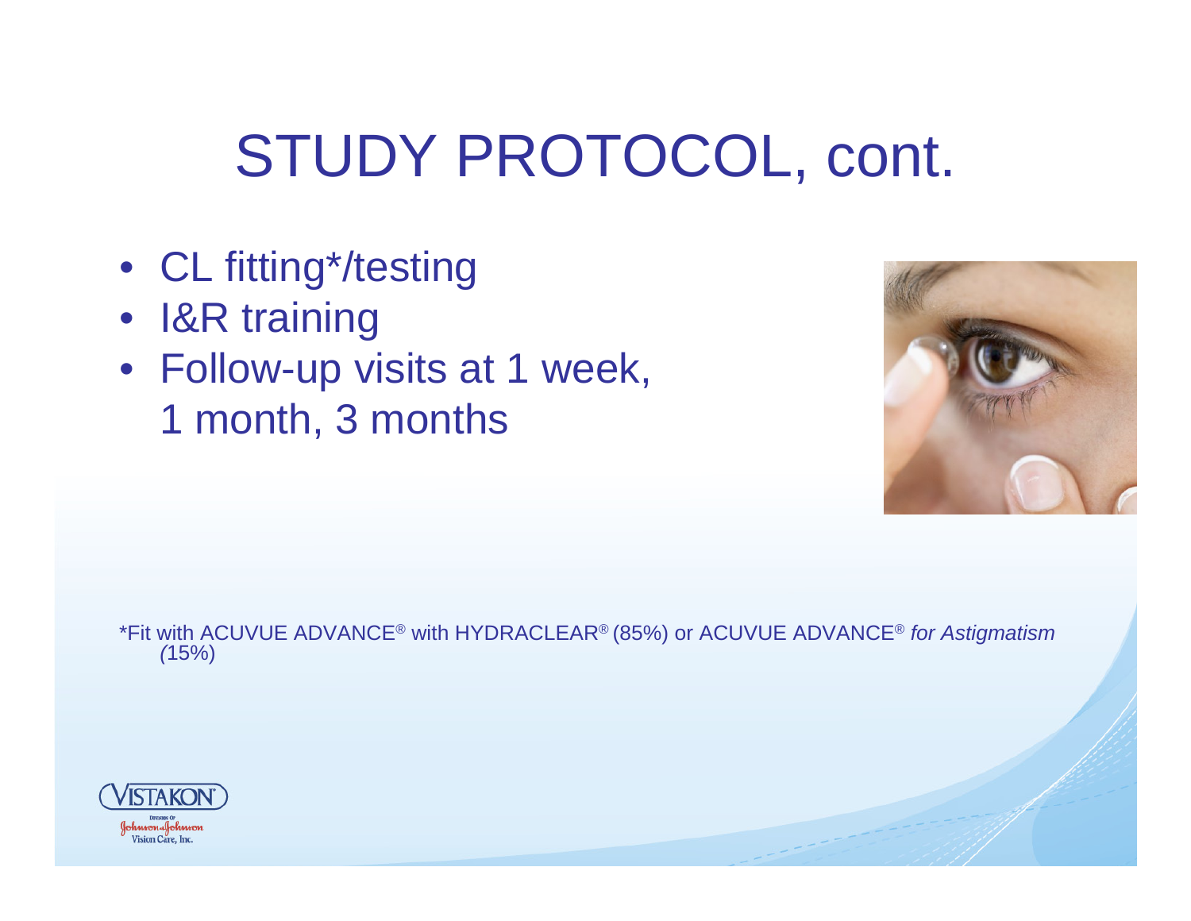# STUDY PROTOCOL, cont.

- CL fitting*/testing
- I&R training
- Follow-up visits at 1 week, 1 month, 3 months

*Fit with ACUVUE ADVANCE® with HYDRACLEAR® (85%) or ACUVUE ADVANCE® *for Astigmatism* (15%)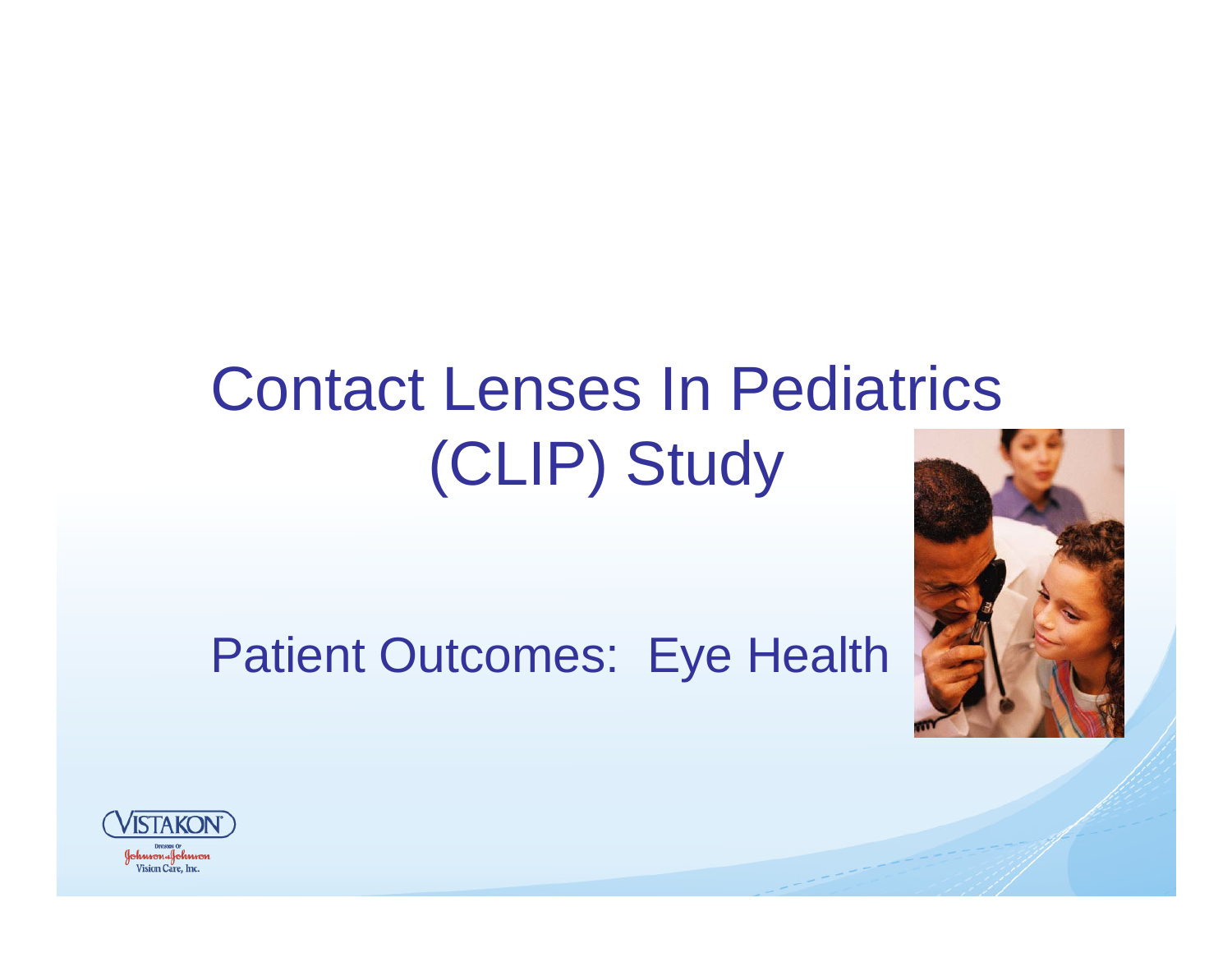# Contact Lenses In Pediatrics (CLIP) Study

## Patient Outcomes: Eye Health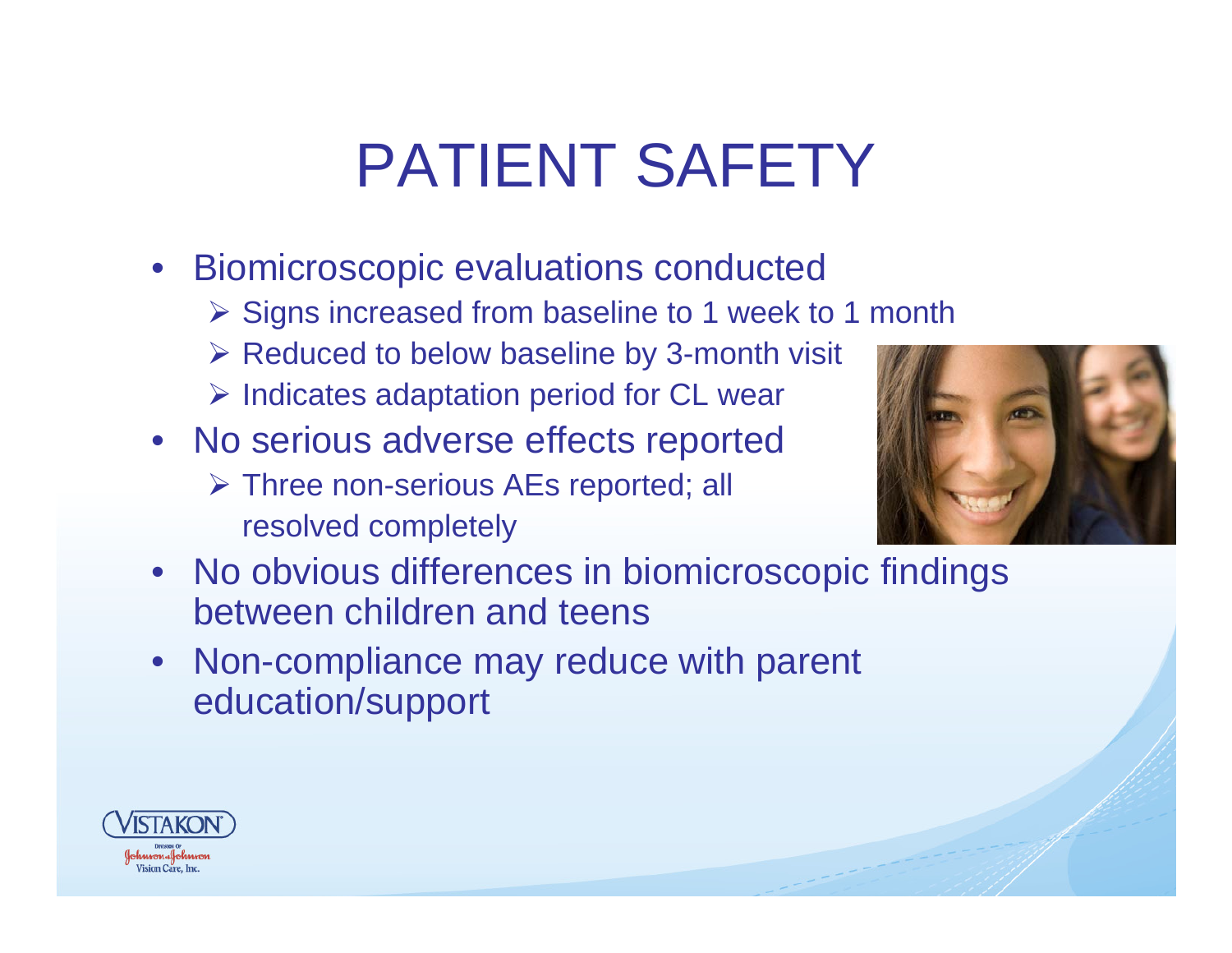# PATIENT SAFETY

- Biomicroscopic evaluations conducted
  - Signs increased from baseline to 1 week to 1 month
  - Reduced to below baseline by 3-month visit
  - Indicates adaptation period for CL wear
- No serious adverse effects reported
  - Three non-serious AEs reported; all resolved completely
- No obvious differences in biomicroscopic findings between children and teens
- Non-compliance may reduce with parent education/support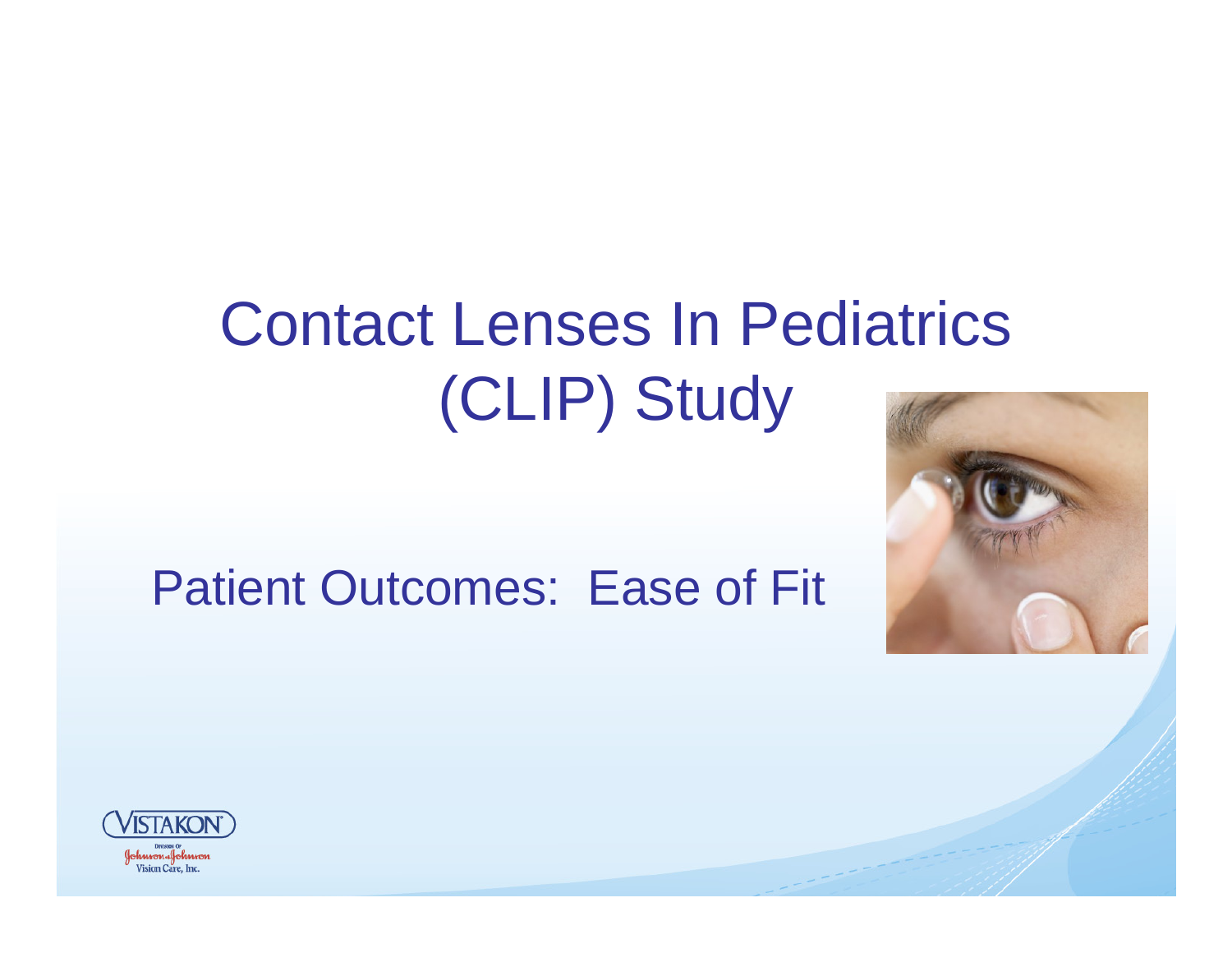# Contact Lenses In Pediatrics (CLIP) Study

## Patient Outcomes: Ease of Fit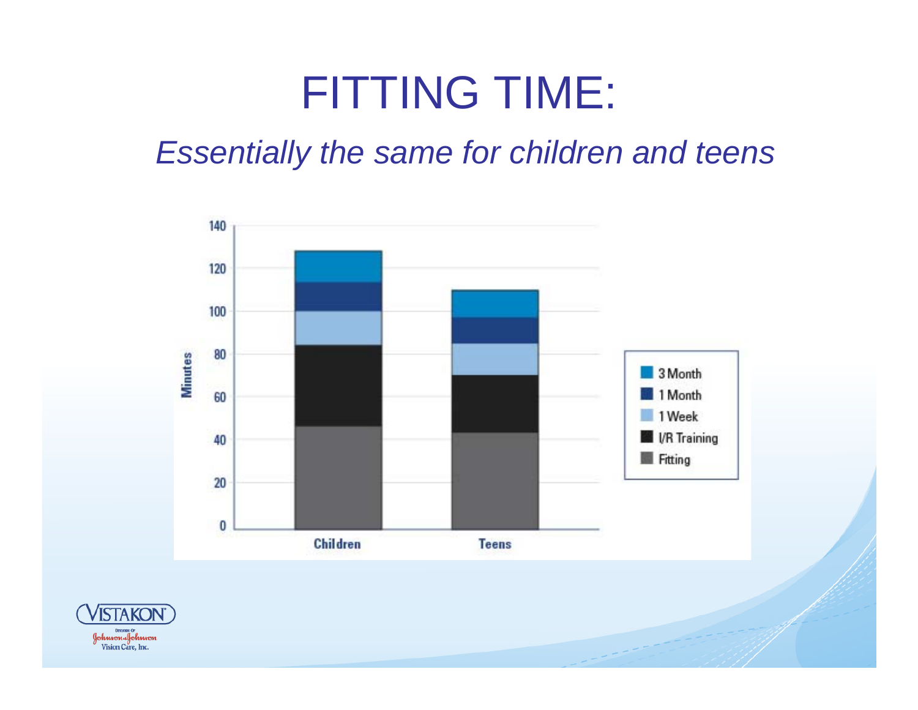# FITTING TIME:

*Essentially the same for children and teens*

Minutes

140
120
100
80
60
40
20
0

Children

Teens

3 Month
1 Month
1 Week
I/R Training
Fitting

VISTAKON®
Division of Johnson & Johnson Vision Care, Inc.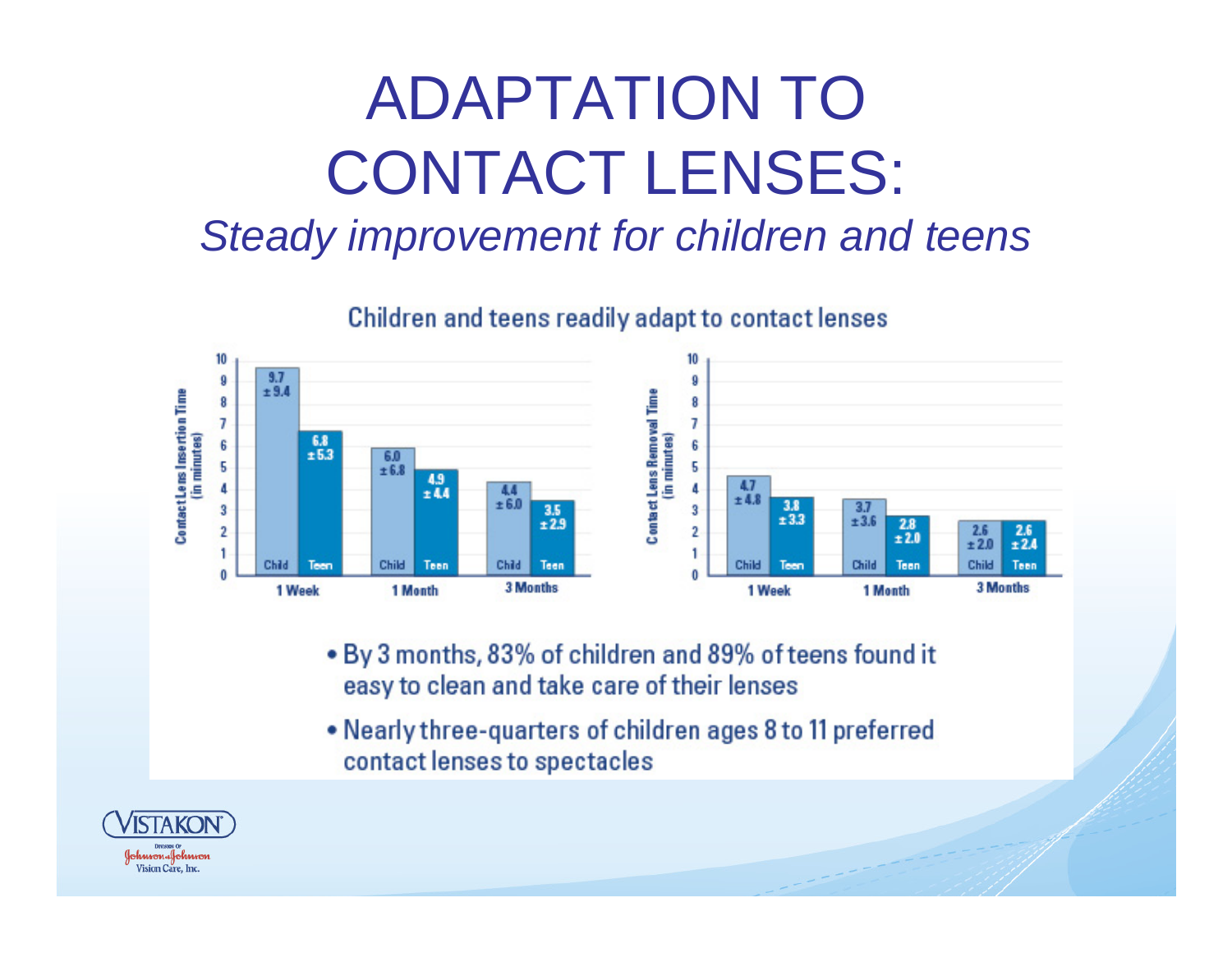# ADAPTATION TO CONTACT LENSES:

*Steady improvement for children and teens*

Children and teens readily adapt to contact lenses

Contact Lens Insertion Time (in minutes)

| | Child | Teen |
|---|---|---|
| 1 Week | 9.7 ± 9.4 | 6.8 ± 5.3 |
| 1 Month | 6.0 ± 6.8 | 4.9 ± 4.4 |
| 3 Months | 4.4 ± 6.0 | 3.5 ± 2.9 |

Contact Lens Removal Time (in minutes)

| | Child | Teen |
|---|---|---|
| 1 Week | 4.7 ± 4.8 | 3.8 ± 3.3 |
| 1 Month | 3.7 ± 3.6 | 2.8 ± 2.0 |
| 3 Months | 2.6 ± 2.0 | 2.6 ± 2.4 |

- By 3 months, 83% of children and 89% of teens found it easy to clean and take care of their lenses
- Nearly three-quarters of children ages 8 to 11 preferred contact lenses to spectacles

VISTAKON
Division of Johnson & Johnson Vision Care, Inc.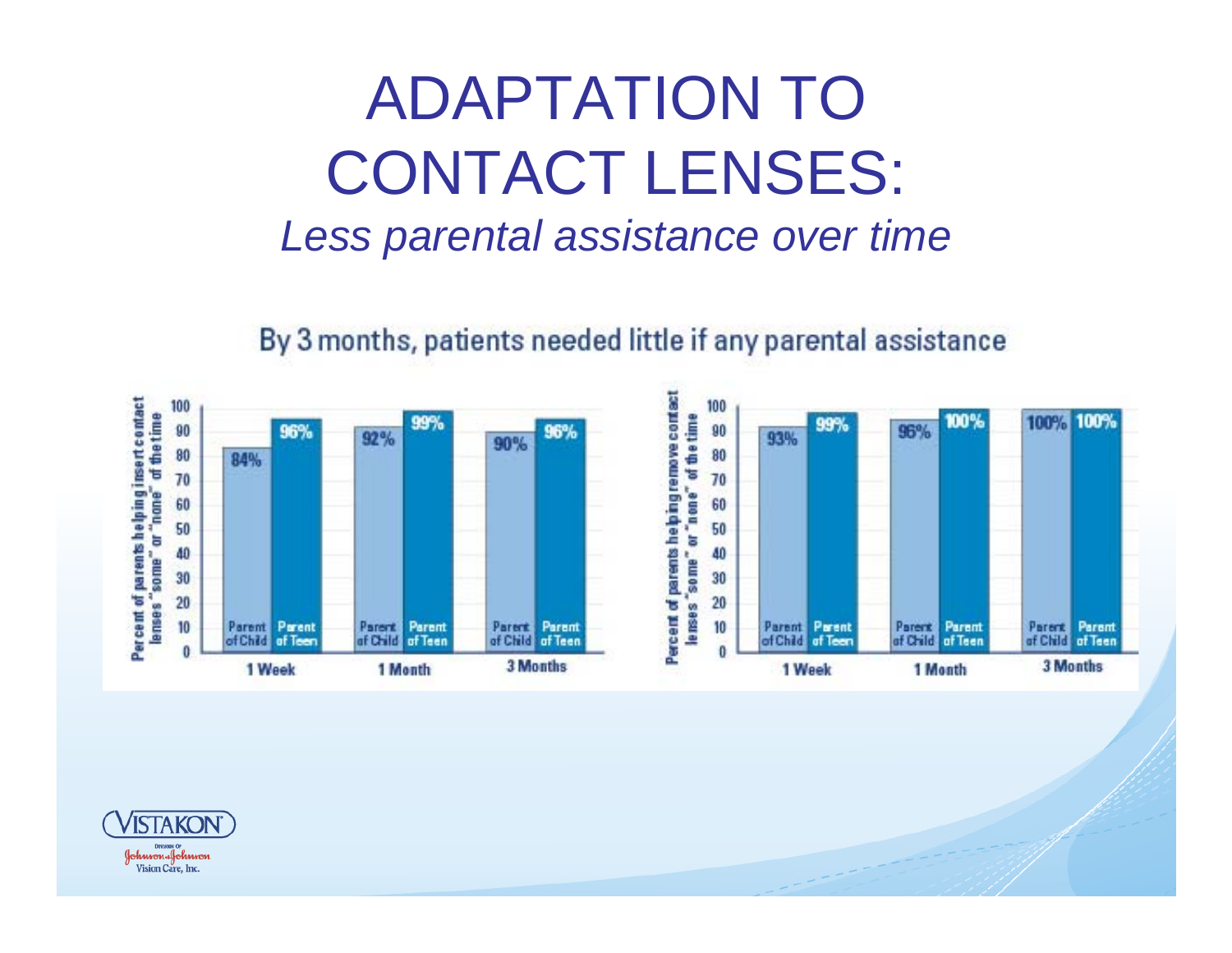# ADAPTATION TO CONTACT LENSES:

*Less parental assistance over time*

By 3 months, patients needed little if any parental assistance

| Percent of parents helping insert contact lenses "some" or "none" of the time | Parent of Child | Parent of Teen |
|---|---|---|
| 1 Week | 84% | 96% |
| 1 Month | 92% | 99% |
| 3 Months | 90% | 96% |

| Percent of parents helping remove contact lenses "some" or "none" of the time | Parent of Child | Parent of Teen |
|---|---|---|
| 1 Week | 93% | 99% |
| 1 Month | 96% | 100% |
| 3 Months | 100% | 100% |

VISTAKON®
Division of Johnson & Johnson Vision Care, Inc.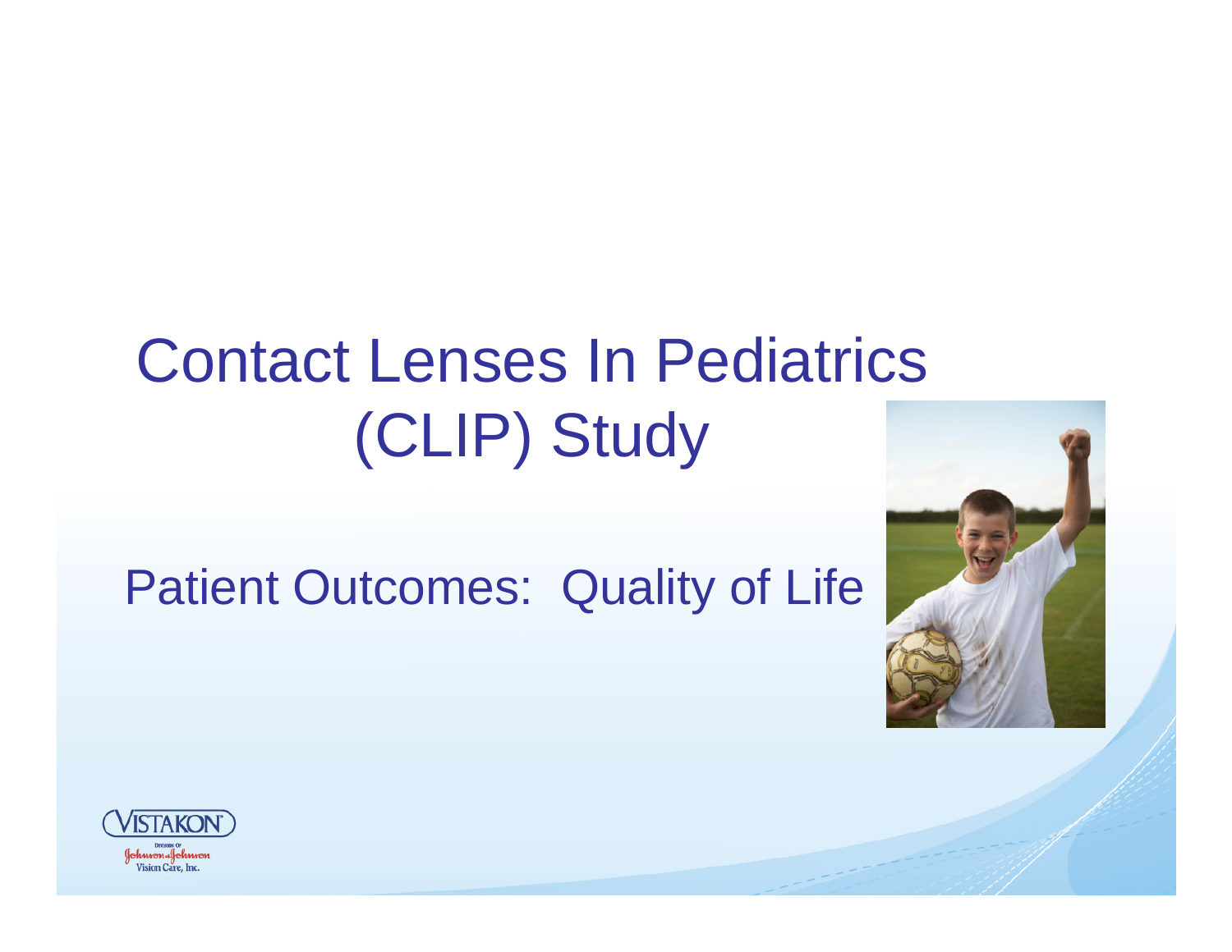# Contact Lenses In Pediatrics (CLIP) Study

## Patient Outcomes: Quality of Life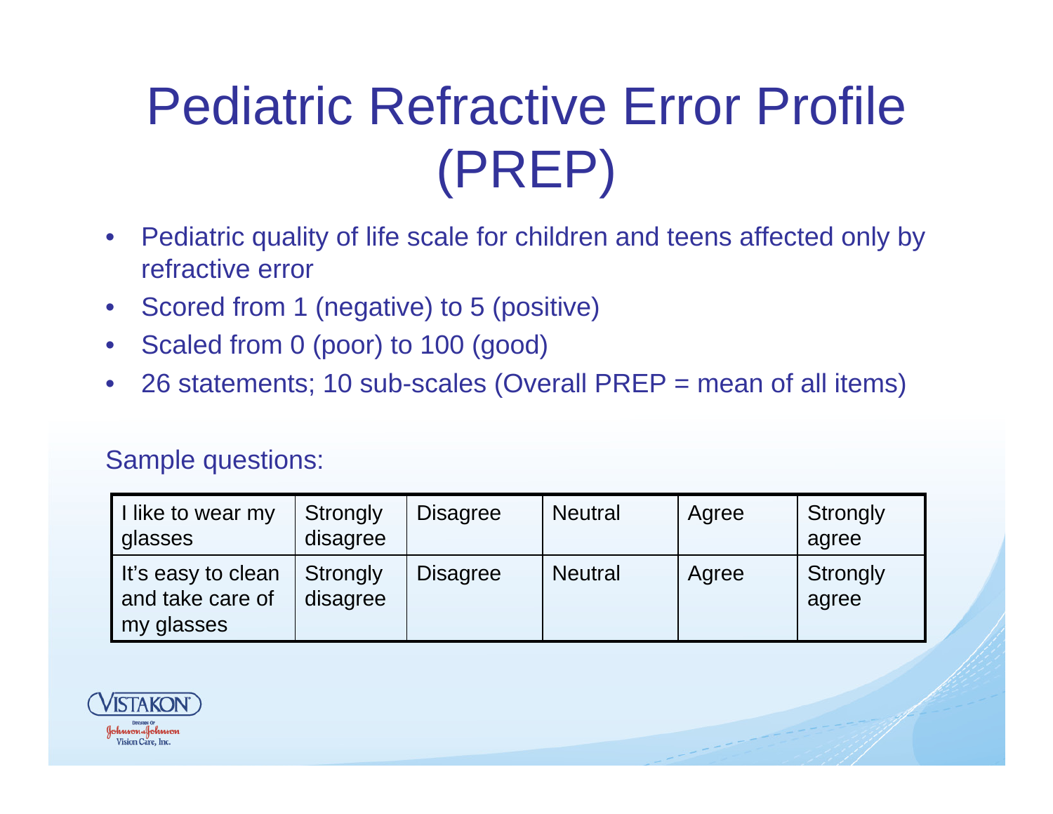# Pediatric Refractive Error Profile (PREP)

- Pediatric quality of life scale for children and teens affected only by refractive error
- Scored from 1 (negative) to 5 (positive)
- Scaled from 0 (poor) to 100 (good)
- 26 statements; 10 sub-scales (Overall PREP = mean of all items)

Sample questions:

| | | | | | |
|---|---|---|---|---|---|
| I like to wear my glasses | Strongly disagree | Disagree | Neutral | Agree | Strongly agree |
| It's easy to clean and take care of my glasses | Strongly disagree | Disagree | Neutral | Agree | Strongly agree |

VISTAKON
Division of Johnson & Johnson Vision Care, Inc.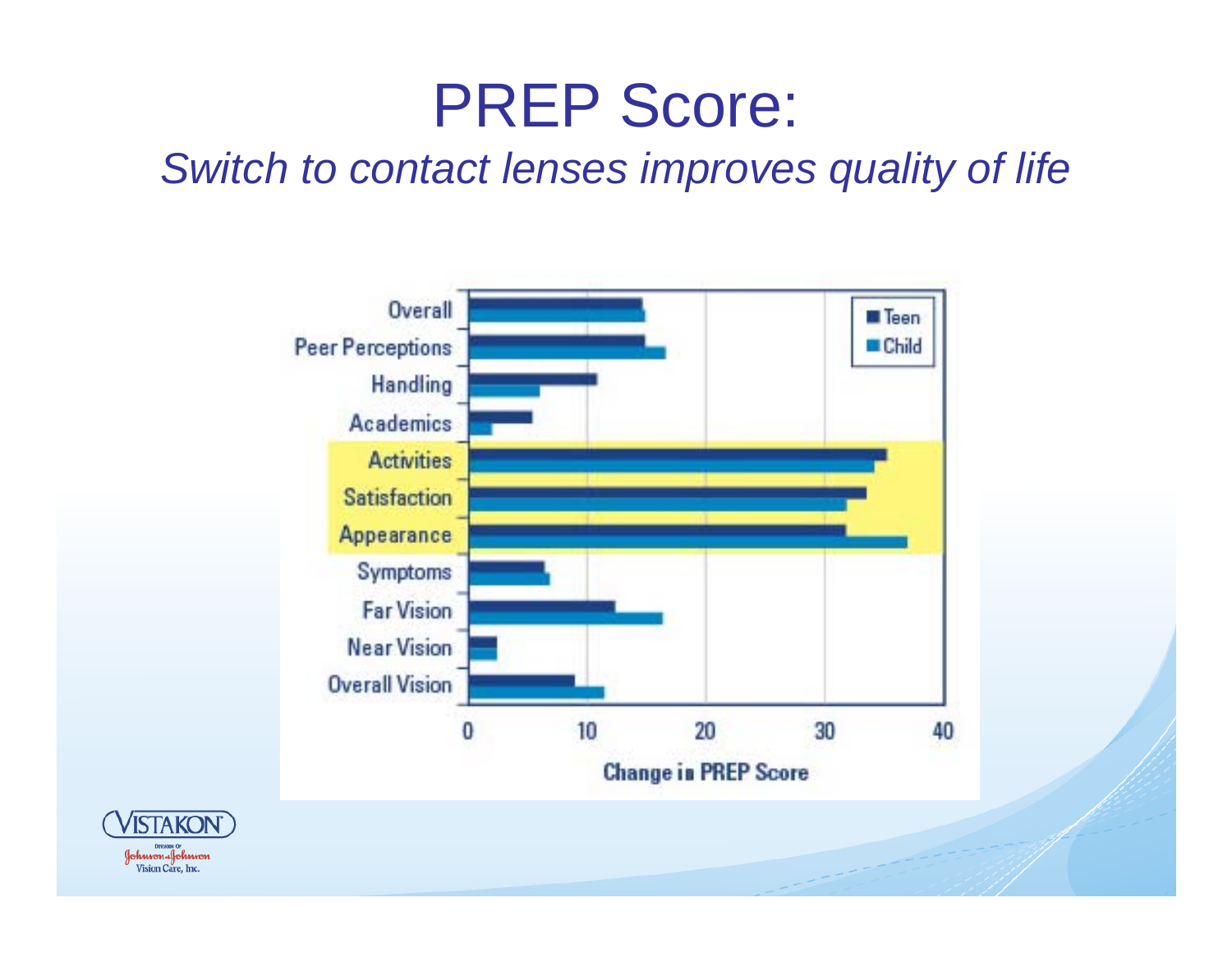# PREP Score:

*Switch to contact lenses improves quality of life*

| Category | Teen | Child |
|---|---|---|
| Overall | ~14.8 | ~14.9 |
| Peer Perceptions | ~14.9 | ~16.7 |
| Handling | ~10.8 | ~6.0 |
| Academics | ~5.4 | ~2.0 |
| Activities | ~35.3 | ~34.3 |
| Satisfaction | ~33.6 | ~31.9 |
| Appearance | ~31.8 | ~37.1 |
| Symptoms | ~6.4 | ~6.9 |
| Far Vision | ~12.4 | ~16.5 |
| Near Vision | ~2.4 | ~2.4 |
| Overall Vision | ~9.0 | ~11.4 |

Change in PREP Score (axis: 0, 10, 20, 30, 40)

VISTAKON
Division of Johnson & Johnson Vision Care, Inc.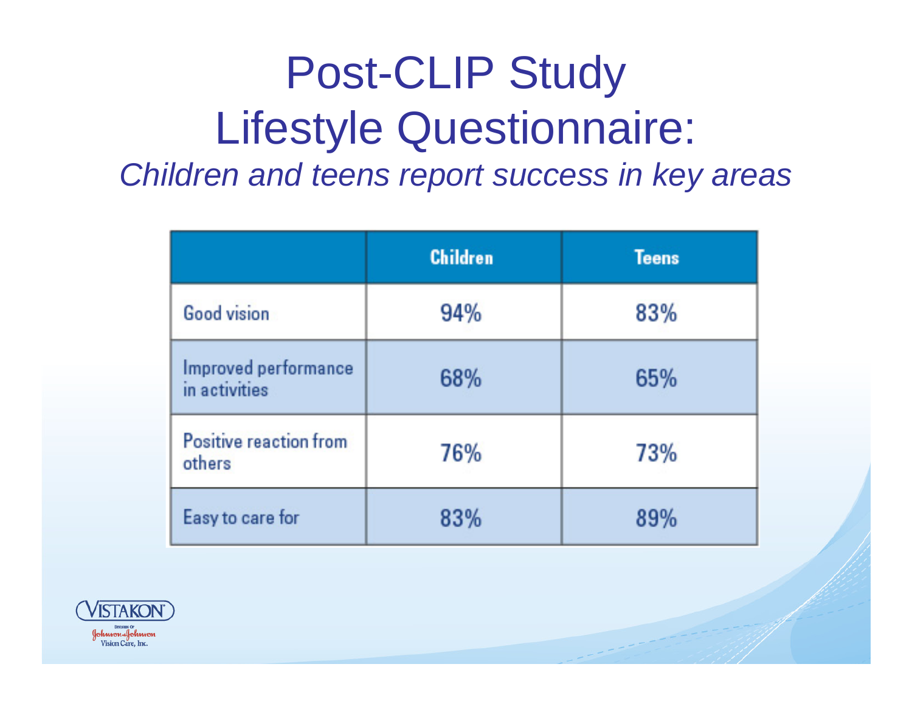# Post-CLIP Study Lifestyle Questionnaire:

*Children and teens report success in key areas*

| | Children | Teens |
|---|---|---|
| Good vision | 94% | 83% |
| Improved performance in activities | 68% | 65% |
| Positive reaction from others | 76% | 73% |
| Easy to care for | 83% | 89% |

VISTAKON® Division of Johnson & Johnson Vision Care, Inc.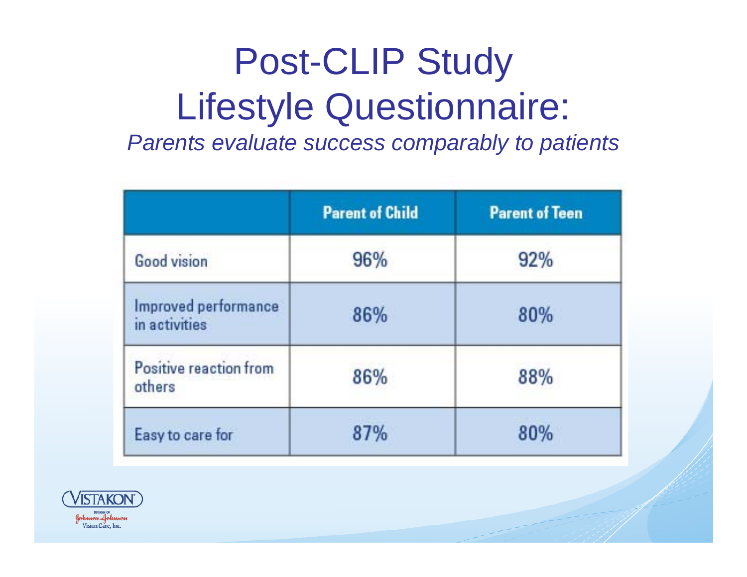# Post-CLIP Study Lifestyle Questionnaire:

*Parents evaluate success comparably to patients*

| | Parent of Child | Parent of Teen |
|---|---|---|
| Good vision | 96% | 92% |
| Improved performance in activities | 86% | 80% |
| Positive reaction from others | 86% | 88% |
| Easy to care for | 87% | 80% |

VISTAKON
Division of Johnson & Johnson Vision Care, Inc.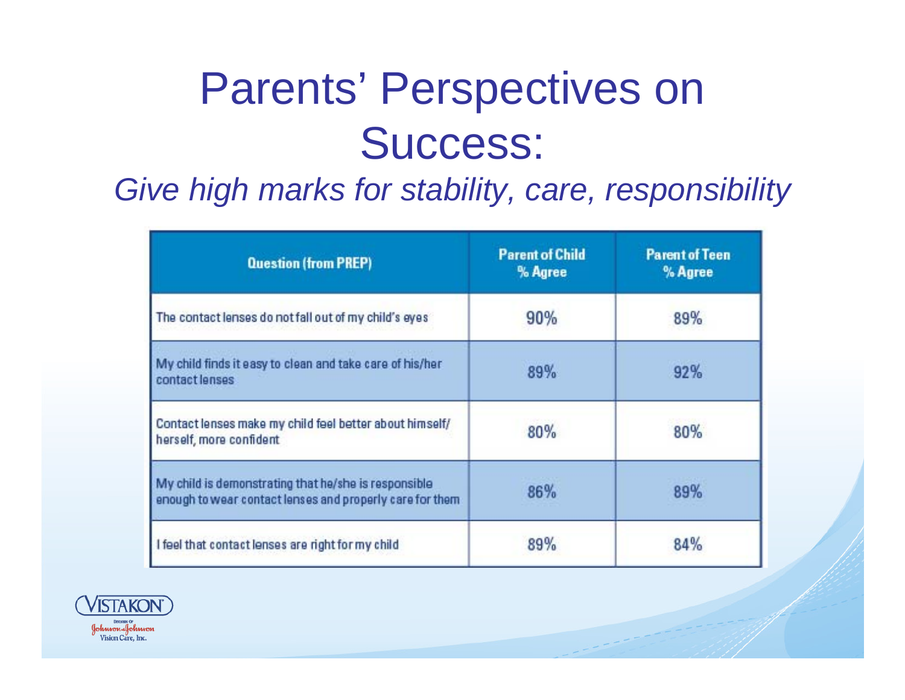# Parents' Perspectives on Success:

*Give high marks for stability, care, responsibility*

| Question (from PREP) | Parent of Child % Agree | Parent of Teen % Agree |
| --- | --- | --- |
| The contact lenses do not fall out of my child's eyes | 90% | 89% |
| My child finds it easy to clean and take care of his/her contact lenses | 89% | 92% |
| Contact lenses make my child feel better about himself/herself, more confident | 80% | 80% |
| My child is demonstrating that he/she is responsible enough to wear contact lenses and properly care for them | 86% | 89% |
| I feel that contact lenses are right for my child | 89% | 84% |

VISTAKON® Division of Johnson & Johnson Vision Care, Inc.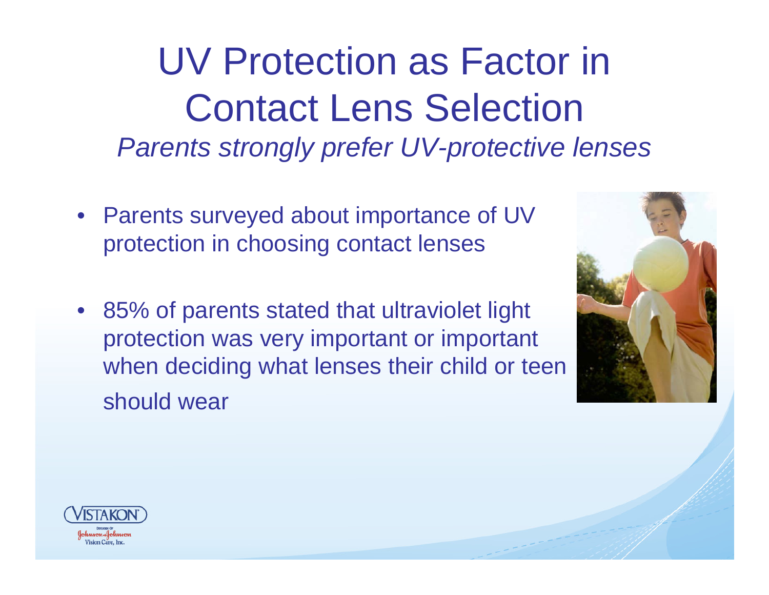# UV Protection as Factor in Contact Lens Selection

*Parents strongly prefer UV-protective lenses*

- Parents surveyed about importance of UV protection in choosing contact lenses
- 85% of parents stated that ultraviolet light protection was very important or important when deciding what lenses their child or teen should wear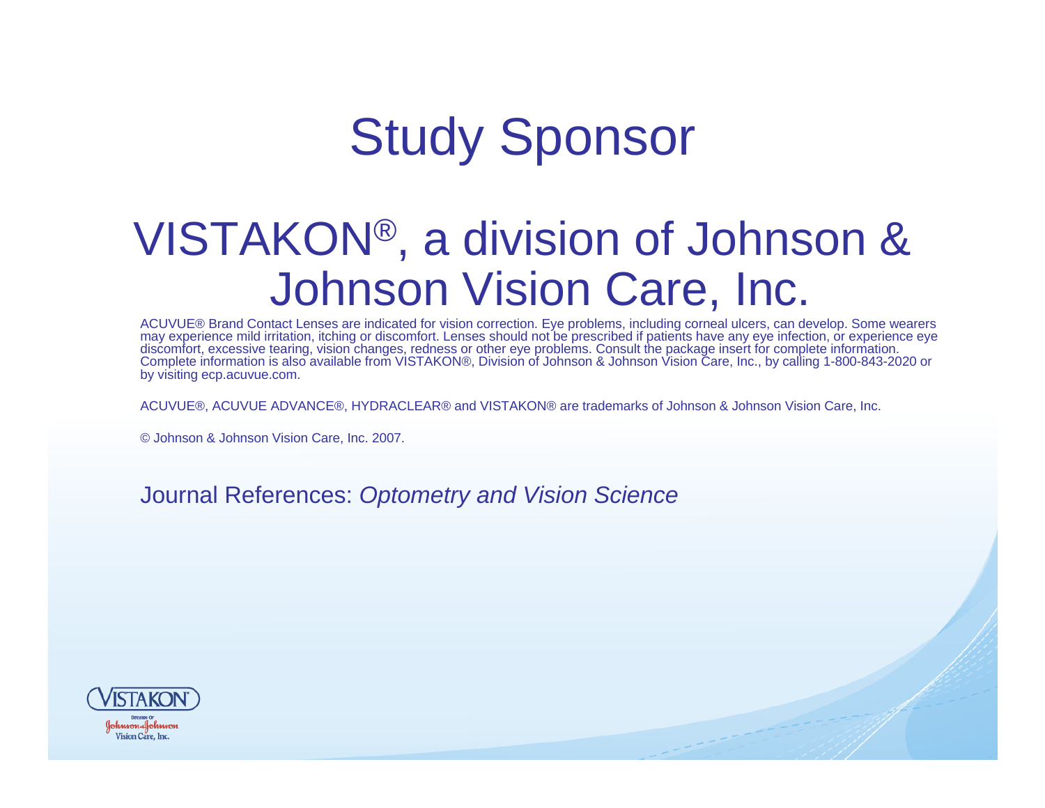# Study Sponsor

## VISTAKON®, a division of Johnson & Johnson Vision Care, Inc.

ACUVUE® Brand Contact Lenses are indicated for vision correction. Eye problems, including corneal ulcers, can develop. Some wearers may experience mild irritation, itching or discomfort. Lenses should not be prescribed if patients have any eye infection, or experience eye discomfort, excessive tearing, vision changes, redness or other eye problems. Consult the package insert for complete information. Complete information is also available from VISTAKON®, Division of Johnson & Johnson Vision Care, Inc., by calling 1-800-843-2020 or by visiting ecp.acuvue.com.

ACUVUE®, ACUVUE ADVANCE®, HYDRACLEAR® and VISTAKON® are trademarks of Johnson & Johnson Vision Care, Inc.

© Johnson & Johnson Vision Care, Inc. 2007.

Journal References: *Optometry and Vision Science*

VISTAKON®
Division of Johnson & Johnson Vision Care, Inc.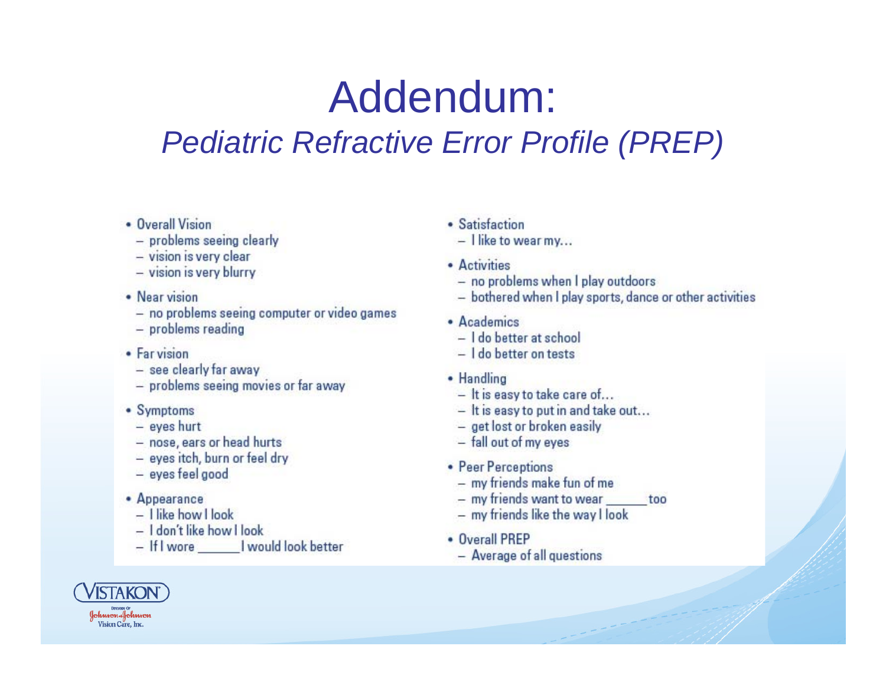# Addendum:

## *Pediatric Refractive Error Profile (PREP)*

- Overall Vision
  - problems seeing clearly
  - vision is very clear
  - vision is very blurry
- Near vision
  - no problems seeing computer or video games
  - problems reading
- Far vision
  - see clearly far away
  - problems seeing movies or far away
- Symptoms
  - eyes hurt
  - nose, ears or head hurts
  - eyes itch, burn or feel dry
  - eyes feel good
- Appearance
  - I like how I look
  - I don't like how I look
  - If I wore ______ I would look better
- Satisfaction
  - I like to wear my...
- Activities
  - no problems when I play outdoors
  - bothered when I play sports, dance or other activities
- Academics
  - I do better at school
  - I do better on tests
- Handling
  - It is easy to take care of...
  - It is easy to put in and take out...
  - get lost or broken easily
  - fall out of my eyes
- Peer Perceptions
  - my friends make fun of me
  - my friends want to wear ______ too
  - my friends like the way I look
- Overall PREP
  - Average of all questions

VISTAKON
Division of Johnson & Johnson Vision Care, Inc.